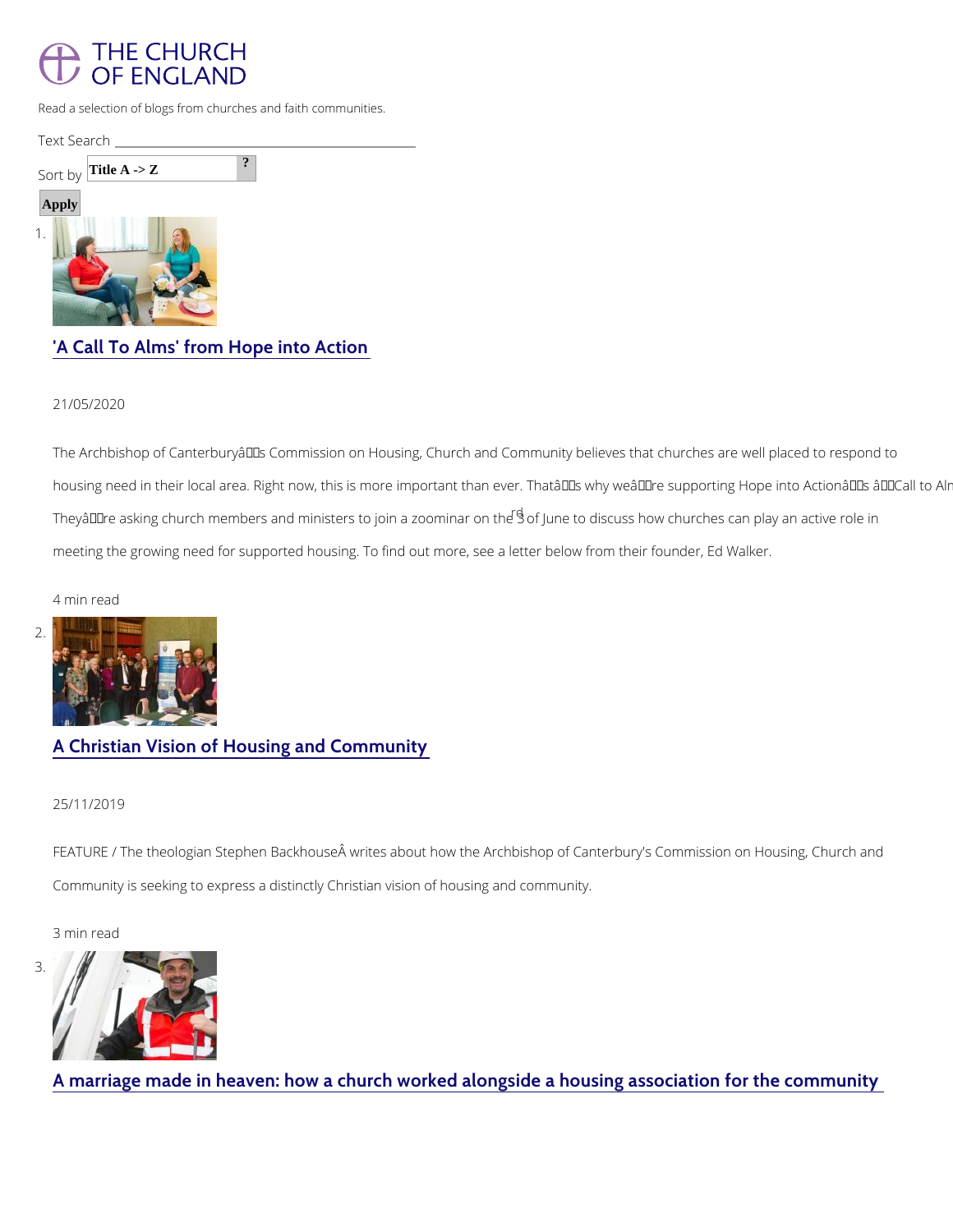THE CHURCH OF ENGLAND

Read a selection of blogs from churches and faith communities.

Text Search

Sort by Title A -> Z

Apply

1. ## 'A Call To Alms' from Hope into Action

   21/05/2020

   The Archbishop of Canterburyâs Commission on Housing, Church and Community believes that churches are well placed to respond to housing need in their local area. Right now, this is more important than ever. Thatâs why weâre supporting Hope into Actionâs âCall to Alms TheyâÂre asking church members and ministers to join a zoominar on the 3rd of June to discuss how churches can play an active role in meeting the growing need for supported housing. To find out more, see a letter below from their founder, Ed Walker.

   4 min read

2. ## A Christian Vision of Housing and Community

   25/11/2019

   FEATURE / The theologian Stephen BackhouseÂ writes about how the Archbishop of Canterbury's Commission on Housing, Church and Community is seeking to express a distinctly Christian vision of housing and community.

   3 min read

3. ## A marriage made in heaven: how a church worked alongside a housing association for the community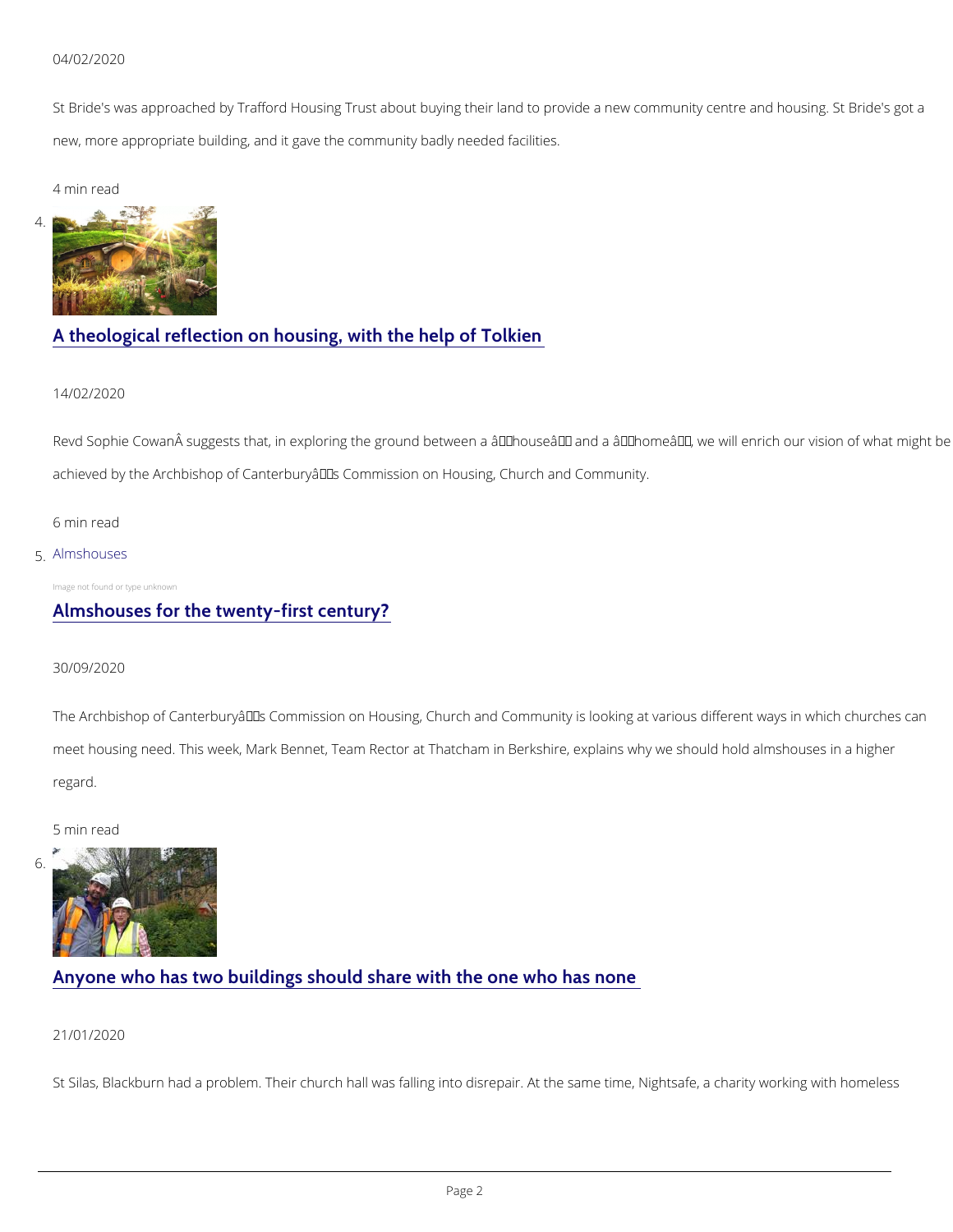04/02/2020

St Bride's was approached by Trafford Housing Trust about buying their land to provide a new community centre and housing. St Bride's got a new, more appropriate building, and it gave the community badly needed facilities.

4 min read

4.

[A theological reflection on housing, with the help of Tolkien]

14/02/2020

Revd Sophie CowanÂ suggests that, in exploring the ground between a â€˜houseâ€™ and a â€˜homeâ€™, we will enrich our vision of what might be achieved by the Archbishop of Canterburyâ€™s Commission on Housing, Church and Community.

6 min read

5. Almshouses

Image not found or type unknown

[Almshouses for the twenty-first century?]

30/09/2020

The Archbishop of Canterburyâ€™s Commission on Housing, Church and Community is looking at various different ways in which churches can meet housing need. This week, Mark Bennet, Team Rector at Thatcham in Berkshire, explains why we should hold almshouses in a higher regard.

5 min read

6.

[Anyone who has two buildings should share with the one who has none]

21/01/2020

St Silas, Blackburn had a problem. Their church hall was falling into disrepair. At the same time, Nightsafe, a charity working with homeless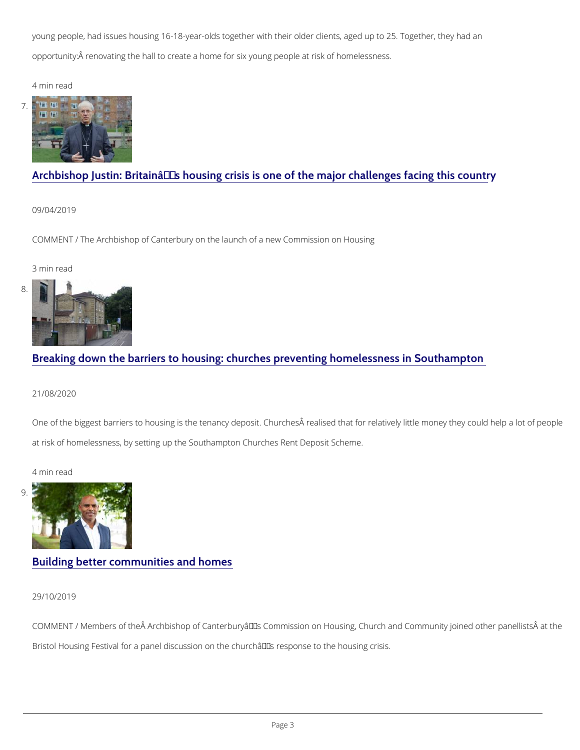young people, had issues housing 16-18-year-olds together with their older clients, aged up to 25. Together, they had an opportunity: renovating the hall to create a home for six young people at risk of homelessness.

4 min read

7. [Archbishop Justin: Britain's housing crisis is one of the major challenges facing this country]

09/04/2019

COMMENT / The Archbishop of Canterbury on the launch of a new Commission on Housing

3 min read

8. [Breaking down the barriers to housing: churches preventing homelessness in Southampton]

21/08/2020

One of the biggest barriers to housing is the tenancy deposit. Churches realised that for relatively little money they could help a lot of people at risk of homelessness, by setting up the Southampton Churches Rent Deposit Scheme.

4 min read

9. [Building better communities and homes]

29/10/2019

COMMENT / Members of the Archbishop of Canterbury's Commission on Housing, Church and Community joined other panellists at the Bristol Housing Festival for a panel discussion on the church's response to the housing crisis.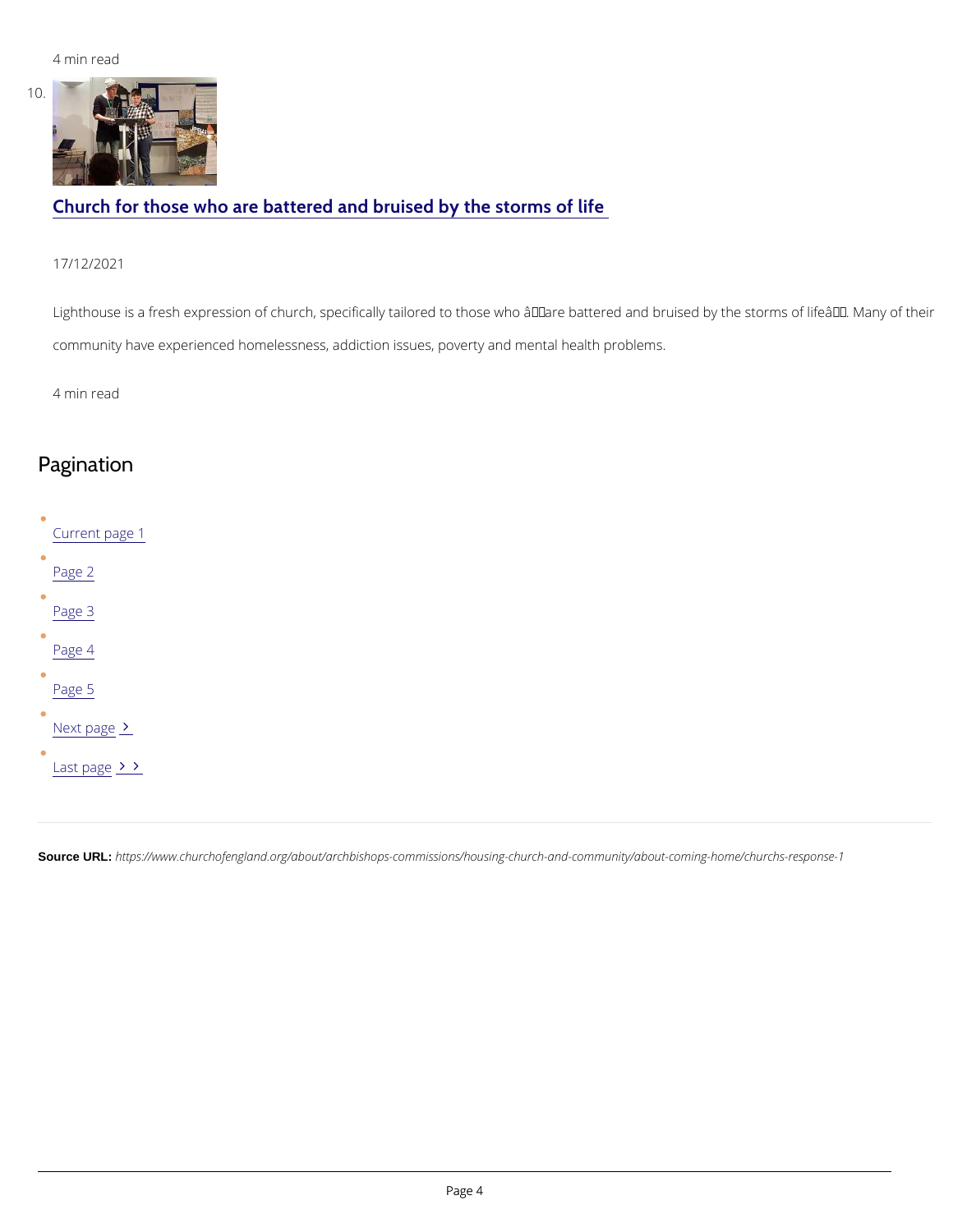4 min read

10. [Church for those who are battered and bruised by the storms of life](#)

17/12/2021

Lighthouse is a fresh expression of church, specifically tailored to those who â€˜are battered and bruised by the storms of lifeâ€™. Many of their community have experienced homelessness, addiction issues, poverty and mental health problems.

4 min read

## Pagination

- Current page 1
- Page 2
- Page 3
- Page 4
- Page 5
- Next page ›
- Last page › ›

**Source URL:** *https://www.churchofengland.org/about/archbishops-commissions/housing-church-and-community/about-coming-home/churchs-response-1*